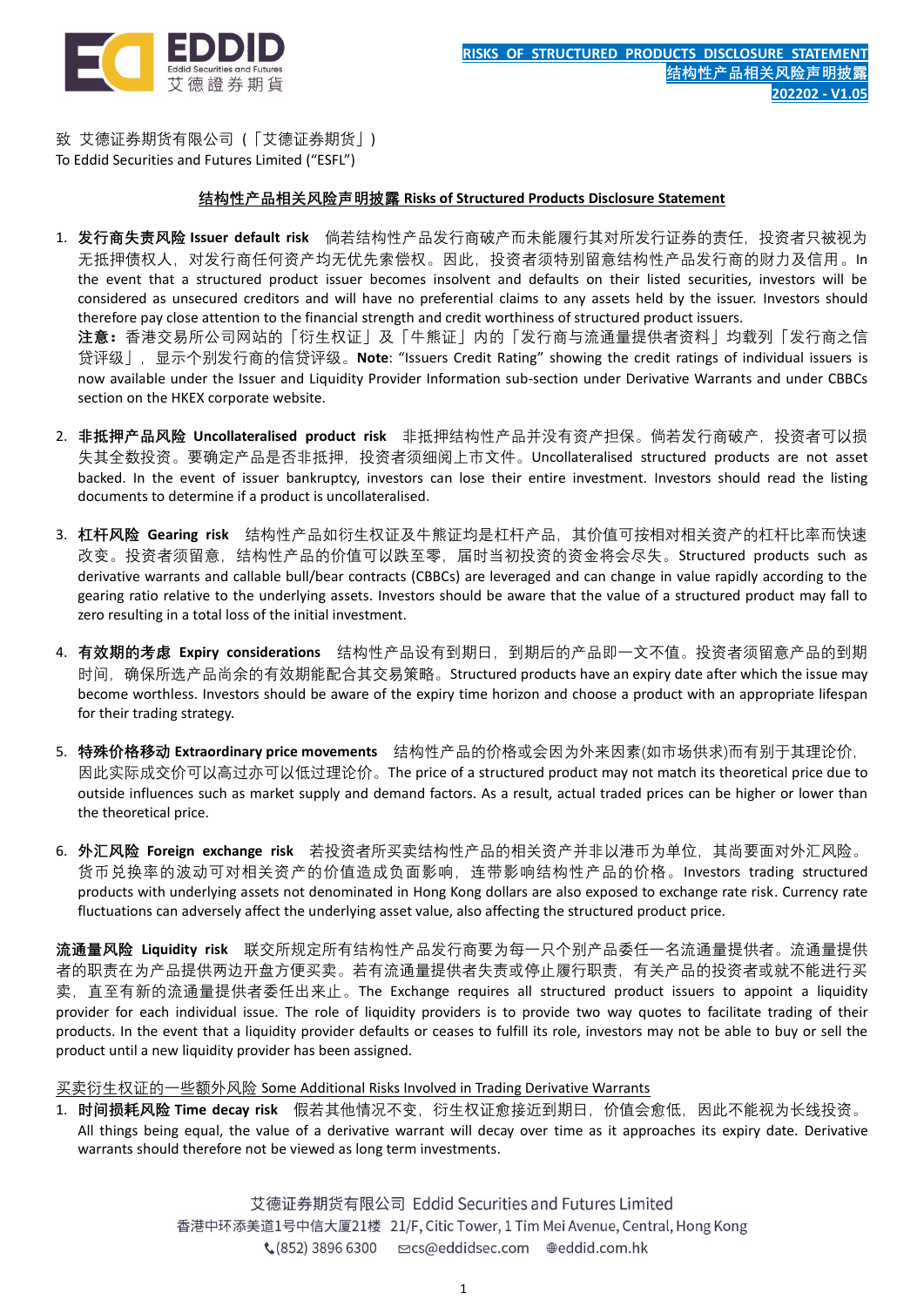**RISKS OF STRUCTURED PRODUCTS DISCLOSURE STATEMENT**
**结构性产品相关风险声明披露**
**202202 - V1.05**

致 艾德证券期货有限公司（「艾德证券期货」）
To Eddid Securities and Futures Limited ("ESFL")

## 结构性产品相关风险声明披露 Risks of Structured Products Disclosure Statement

1. **发行商失责风险 Issuer default risk** 倘若结构性产品发行商破产而未能履行其对所发行证券的责任，投资者只被视为无抵押债权人，对发行商任何资产均无优先索偿权。因此，投资者须特别留意结构性产品发行商的财力及信用。In the event that a structured product issuer becomes insolvent and defaults on their listed securities, investors will be considered as unsecured creditors and will have no preferential claims to any assets held by the issuer. Investors should therefore pay close attention to the financial strength and credit worthiness of structured product issuers.
   **注意：**香港交易所公司网站的「衍生权证」及「牛熊证」内的「发行商与流通量提供者资料」均载列「发行商之信贷评级」，显示个别发行商的信贷评级。**Note**: "Issuers Credit Rating" showing the credit ratings of individual issuers is now available under the Issuer and Liquidity Provider Information sub-section under Derivative Warrants and under CBBCs section on the HKEX corporate website.

2. **非抵押产品风险 Uncollateralised product risk** 非抵押结构性产品并没有资产担保。倘若发行商破产，投资者可以损失其全数投资。要确定产品是否非抵押，投资者须细阅上市文件。Uncollateralised structured products are not asset backed. In the event of issuer bankruptcy, investors can lose their entire investment. Investors should read the listing documents to determine if a product is uncollateralised.

3. **杠杆风险 Gearing risk** 结构性产品如衍生权证及牛熊证均是杠杆产品，其价值可按相对相关资产的杠杆比率而快速改变。投资者须留意，结构性产品的价值可以跌至零，届时当初投资的资金将会尽失。Structured products such as derivative warrants and callable bull/bear contracts (CBBCs) are leveraged and can change in value rapidly according to the gearing ratio relative to the underlying assets. Investors should be aware that the value of a structured product may fall to zero resulting in a total loss of the initial investment.

4. **有效期的考虑 Expiry considerations** 结构性产品设有到期日，到期后的产品即一文不值。投资者须留意产品的到期时间，确保所选产品尚余的有效期能配合其交易策略。Structured products have an expiry date after which the issue may become worthless. Investors should be aware of the expiry time horizon and choose a product with an appropriate lifespan for their trading strategy.

5. **特殊价格移动 Extraordinary price movements** 结构性产品的价格或会因为外来因素(如市场供求)而有别于其理论价，因此实际成交价可以高过亦可以低过理论价。The price of a structured product may not match its theoretical price due to outside influences such as market supply and demand factors. As a result, actual traded prices can be higher or lower than the theoretical price.

6. **外汇风险 Foreign exchange risk** 若投资者所买卖结构性产品的相关资产并非以港币为单位，其尚要面对外汇风险。货币兑换率的波动可对相关资产的价值造成负面影响，连带影响结构性产品的价格。Investors trading structured products with underlying assets not denominated in Hong Kong dollars are also exposed to exchange rate risk. Currency rate fluctuations can adversely affect the underlying asset value, also affecting the structured product price.

**流通量风险 Liquidity risk** 联交所规定所有结构性产品发行商要为每一只个别产品委任一名流通量提供者。流通量提供者的职责在为产品提供两边开盘方便买卖。若有流通量提供者失责或停止履行职责，有关产品的投资者或就不能进行买卖，直至有新的流通量提供者委任出来止。The Exchange requires all structured product issuers to appoint a liquidity provider for each individual issue. The role of liquidity providers is to provide two way quotes to facilitate trading of their products. In the event that a liquidity provider defaults or ceases to fulfill its role, investors may not be able to buy or sell the product until a new liquidity provider has been assigned.

### 买卖衍生权证的一些额外风险 Some Additional Risks Involved in Trading Derivative Warrants

1. **时间损耗风险 Time decay risk** 假若其他情况不变，衍生权证愈接近到期日，价值会愈低，因此不能视为长线投资。All things being equal, the value of a derivative warrant will decay over time as it approaches its expiry date. Derivative warrants should therefore not be viewed as long term investments.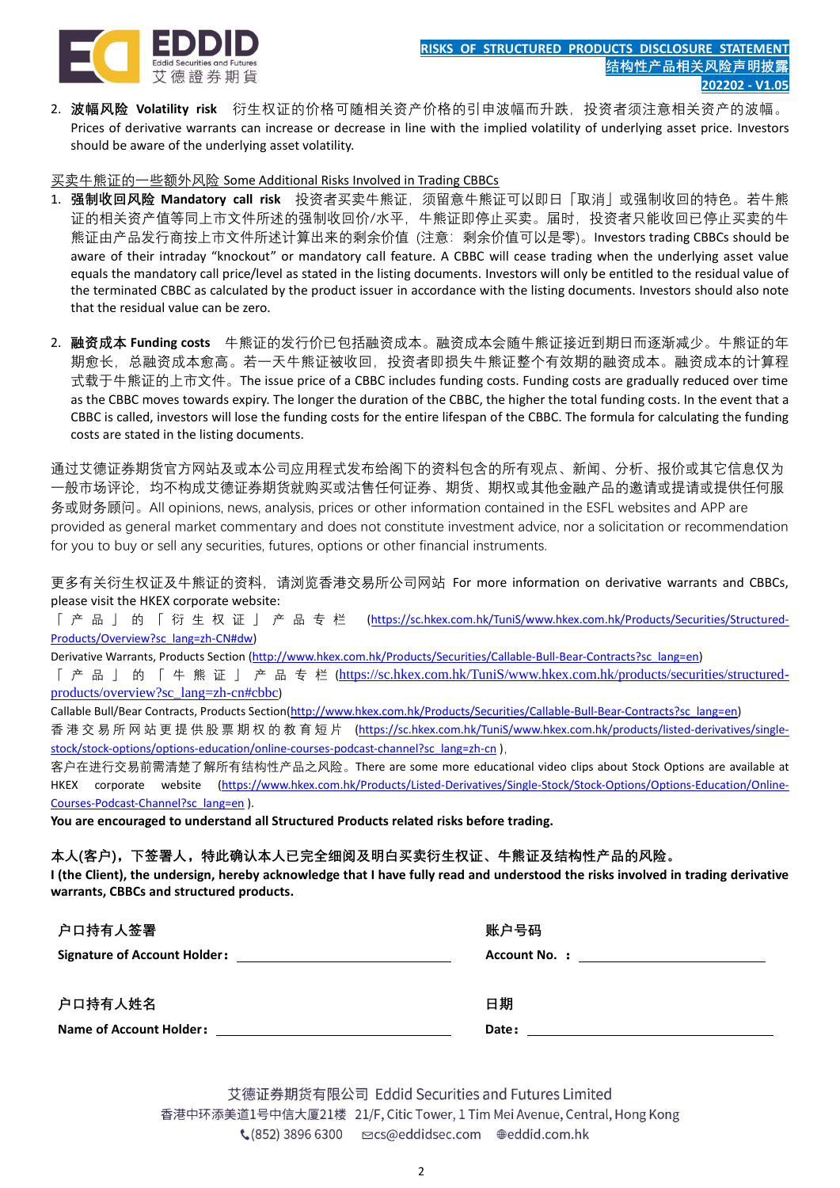2. **波幅风险 Volatility risk** 衍生权证的价格可随相关资产价格的引申波幅而升跌，投资者须注意相关资产的波幅。Prices of derivative warrants can increase or decrease in line with the implied volatility of underlying asset price. Investors should be aware of the underlying asset volatility.

买卖牛熊证的一些额外风险 Some Additional Risks Involved in Trading CBBCs

1. **强制收回风险 Mandatory call risk** 投资者买卖牛熊证，须留意牛熊证可以即日「取消」或强制收回的特色。若牛熊证的相关资产值等同上市文件所述的强制收回价/水平，牛熊证即停止买卖。届时，投资者只能收回已停止买卖的牛熊证由产品发行商按上市文件所述计算出来的剩余价值（注意：剩余价值可以是零）。Investors trading CBBCs should be aware of their intraday "knockout" or mandatory call feature. A CBBC will cease trading when the underlying asset value equals the mandatory call price/level as stated in the listing documents. Investors will only be entitled to the residual value of the terminated CBBC as calculated by the product issuer in accordance with the listing documents. Investors should also note that the residual value can be zero.

2. **融资成本 Funding costs** 牛熊证的发行价已包括融资成本。融资成本会随牛熊证接近到期日而逐渐减少。牛熊证的年期愈长，总融资成本愈高。若一天牛熊证被收回，投资者即损失牛熊证整个有效期的融资成本。融资成本的计算程式载于牛熊证的上市文件。The issue price of a CBBC includes funding costs. Funding costs are gradually reduced over time as the CBBC moves towards expiry. The longer the duration of the CBBC, the higher the total funding costs. In the event that a CBBC is called, investors will lose the funding costs for the entire lifespan of the CBBC. The formula for calculating the funding costs are stated in the listing documents.

通过艾德证券期货官方网站及或本公司应用程式发布给阁下的资料包含的所有观点、新闻、分析、报价或其它信息仅为一般市场评论，均不构成艾德证券期货就购买或沽售任何证券、期货、期权或其他金融产品的邀请或提请或提供任何服务或财务顾问。All opinions, news, analysis, prices or other information contained in the ESFL websites and APP are provided as general market commentary and does not constitute investment advice, nor a solicitation or recommendation for you to buy or sell any securities, futures, options or other financial instruments.

更多有关衍生权证及牛熊证的资料，请浏览香港交易所公司网站 For more information on derivative warrants and CBBCs, please visit the HKEX corporate website:

「产品」的「衍生权证」产品专栏 (https://sc.hkex.com.hk/TuniS/www.hkex.com.hk/Products/Securities/Structured-Products/Overview?sc_lang=zh-CN#dw)

Derivative Warrants, Products Section (http://www.hkex.com.hk/Products/Securities/Callable-Bull-Bear-Contracts?sc_lang=en)

「产品」的「牛熊证」产品专栏 (https://sc.hkex.com.hk/TuniS/www.hkex.com.hk/products/securities/structured-products/overview?sc_lang=zh-cn#cbbc)

Callable Bull/Bear Contracts, Products Section(http://www.hkex.com.hk/Products/Securities/Callable-Bull-Bear-Contracts?sc_lang=en)

香港交易所网站更提供股票期权的教育短片 (https://sc.hkex.com.hk/TuniS/www.hkex.com.hk/products/listed-derivatives/single-stock/stock-options/options-education/online-courses-podcast-channel?sc_lang=zh-cn )，

客户在进行交易前需清楚了解所有结构性产品之风险。There are some more educational video clips about Stock Options are available at HKEX corporate website (https://www.hkex.com.hk/Products/Listed-Derivatives/Single-Stock/Stock-Options/Options-Education/Online-Courses-Podcast-Channel?sc_lang=en ).

**You are encouraged to understand all Structured Products related risks before trading.**

**本人(客户)，下签署人，特此确认本人已完全细阅及明白买卖衍生权证、牛熊证及结构性产品的风险。**

**I (the Client), the undersign, hereby acknowledge that I have fully read and understood the risks involved in trading derivative warrants, CBBCs and structured products.**

**户口持有人签署**
**Signature of Account Holder:** ____________________

**账户号码**
**Account No. :** ____________________

**户口持有人姓名**
**Name of Account Holder:** ____________________

**日期**
**Date:** ____________________

艾德证券期货有限公司 Eddid Securities and Futures Limited
香港中环添美道1号中信大厦21楼 21/F, Citic Tower, 1 Tim Mei Avenue, Central, Hong Kong
(852) 3896 6300 cs@eddidsec.com eddid.com.hk